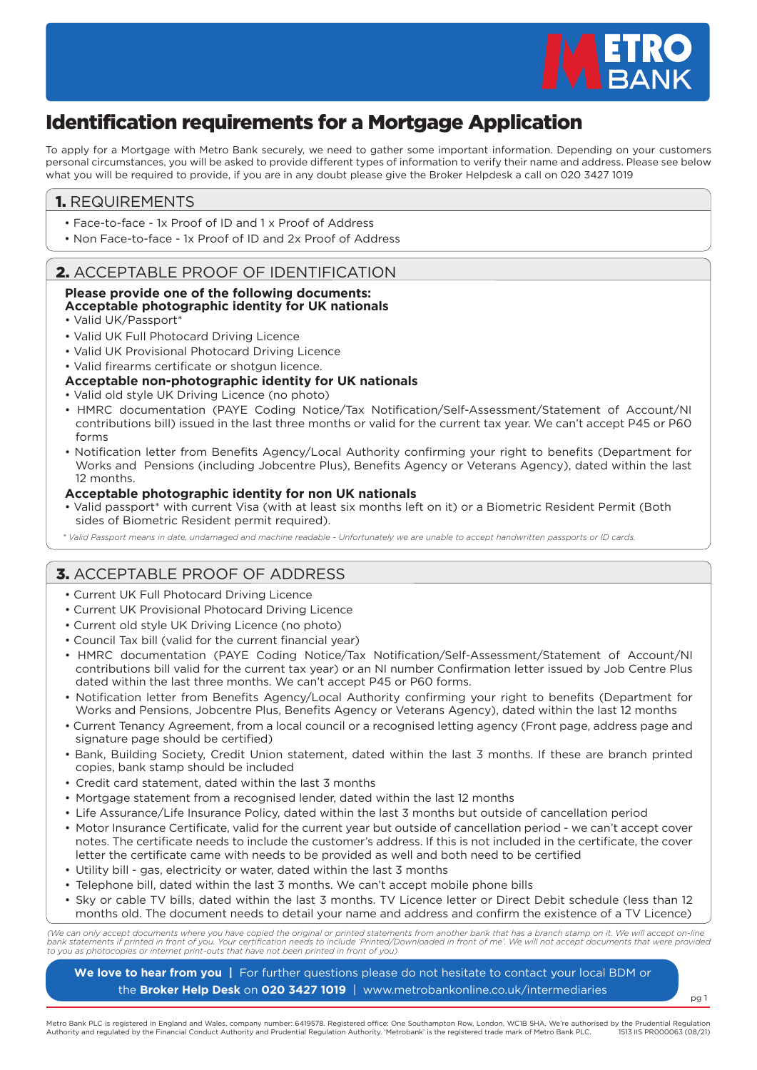# Identification requirements for a Mortgage Application

To apply for a Mortgage with Metro Bank securely, we need to gather some important information. Depending on your customers personal circumstances, you will be asked to provide different types of information to verify their name and address. Please see below what you will be required to provide, if you are in any doubt please give the Broker Helpdesk a call on 020 3427 1019

## 1. REQUIREMENTS

- Face-to-face - 1x Proof of ID and 1 x Proof of Address
- Non Face-to-face - 1x Proof of ID and 2x Proof of Address

## 2. ACCEPTABLE PROOF OF IDENTIFICATION

**Please provide one of the following documents:**
**Acceptable photographic identity for UK nationals**

- Valid UK/Passport*
- Valid UK Full Photocard Driving Licence
- Valid UK Provisional Photocard Driving Licence
- Valid firearms certificate or shotgun licence.

**Acceptable non-photographic identity for UK nationals**

- Valid old style UK Driving Licence (no photo)
- HMRC documentation (PAYE Coding Notice/Tax Notification/Self-Assessment/Statement of Account/NI contributions bill) issued in the last three months or valid for the current tax year. We can't accept P45 or P60 forms
- Notification letter from Benefits Agency/Local Authority confirming your right to benefits (Department for Works and Pensions (including Jobcentre Plus), Benefits Agency or Veterans Agency), dated within the last 12 months.

**Acceptable photographic identity for non UK nationals**

- Valid passport* with current Visa (with at least six months left on it) or a Biometric Resident Permit (Both sides of Biometric Resident permit required).

*\* Valid Passport means in date, undamaged and machine readable - Unfortunately we are unable to accept handwritten passports or ID cards.*

## 3. ACCEPTABLE PROOF OF ADDRESS

- Current UK Full Photocard Driving Licence
- Current UK Provisional Photocard Driving Licence
- Current old style UK Driving Licence (no photo)
- Council Tax bill (valid for the current financial year)
- HMRC documentation (PAYE Coding Notice/Tax Notification/Self-Assessment/Statement of Account/NI contributions bill valid for the current tax year) or an NI number Confirmation letter issued by Job Centre Plus dated within the last three months. We can't accept P45 or P60 forms.
- Notification letter from Benefits Agency/Local Authority confirming your right to benefits (Department for Works and Pensions, Jobcentre Plus, Benefits Agency or Veterans Agency), dated within the last 12 months
- Current Tenancy Agreement, from a local council or a recognised letting agency (Front page, address page and signature page should be certified)
- Bank, Building Society, Credit Union statement, dated within the last 3 months. If these are branch printed copies, bank stamp should be included
- Credit card statement, dated within the last 3 months
- Mortgage statement from a recognised lender, dated within the last 12 months
- Life Assurance/Life Insurance Policy, dated within the last 3 months but outside of cancellation period
- Motor Insurance Certificate, valid for the current year but outside of cancellation period - we can't accept cover notes. The certificate needs to include the customer's address. If this is not included in the certificate, the cover letter the certificate came with needs to be provided as well and both need to be certified
- Utility bill - gas, electricity or water, dated within the last 3 months
- Telephone bill, dated within the last 3 months. We can't accept mobile phone bills
- Sky or cable TV bills, dated within the last 3 months. TV Licence letter or Direct Debit schedule (less than 12 months old. The document needs to detail your name and address and confirm the existence of a TV Licence)

*(We can only accept documents where you have copied the original or printed statements from another bank that has a branch stamp on it. We will accept on-line bank statements if printed in front of you. Your certification needs to include 'Printed/Downloaded in front of me'. We will not accept documents that were provided to you as photocopies or internet print-outs that have not been printed in front of you)*

**We love to hear from you** | For further questions please do not hesitate to contact your local BDM or the **Broker Help Desk** on **020 3427 1019** | www.metrobankonline.co.uk/intermediaries

Metro Bank PLC is registered in England and Wales, company number: 6419578. Registered office: One Southampton Row, London, WC1B 5HA. We're authorised by the Prudential Regulation Authority and regulated by the Financial Conduct Authority and Prudential Regulation Authority. 'Metrobank' is the registered trade mark of Metro Bank PLC. 1513 IIS PR000063 (08/21)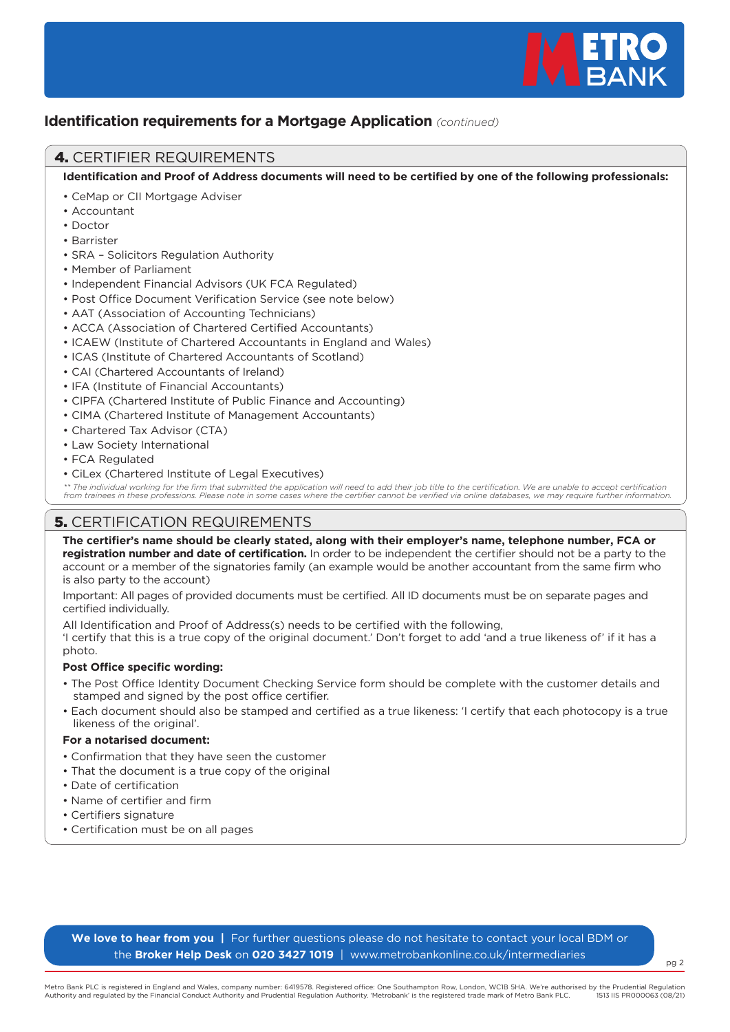## Identification requirements for a Mortgage Application *(continued)*

### 4. CERTIFIER REQUIREMENTS

**Identification and Proof of Address documents will need to be certified by one of the following professionals:**

- CeMap or CII Mortgage Adviser
- Accountant
- Doctor
- Barrister
- SRA – Solicitors Regulation Authority
- Member of Parliament
- Independent Financial Advisors (UK FCA Regulated)
- Post Office Document Verification Service (see note below)
- AAT (Association of Accounting Technicians)
- ACCA (Association of Chartered Certified Accountants)
- ICAEW (Institute of Chartered Accountants in England and Wales)
- ICAS (Institute of Chartered Accountants of Scotland)
- CAI (Chartered Accountants of Ireland)
- IFA (Institute of Financial Accountants)
- CIPFA (Chartered Institute of Public Finance and Accounting)
- CIMA (Chartered Institute of Management Accountants)
- Chartered Tax Advisor (CTA)
- Law Society International
- FCA Regulated
- CiLex (Chartered Institute of Legal Executives)

*** The individual working for the firm that submitted the application will need to add their job title to the certification. We are unable to accept certification from trainees in these professions. Please note in some cases where the certifier cannot be verified via online databases, we may require further information.*

### 5. CERTIFICATION REQUIREMENTS

**The certifier's name should be clearly stated, along with their employer's name, telephone number, FCA or registration number and date of certification.** In order to be independent the certifier should not be a party to the account or a member of the signatories family (an example would be another accountant from the same firm who is also party to the account)

Important: All pages of provided documents must be certified. All ID documents must be on separate pages and certified individually.

All Identification and Proof of Address(s) needs to be certified with the following,
'I certify that this is a true copy of the original document.' Don't forget to add 'and a true likeness of' if it has a photo.

**Post Office specific wording:**

- The Post Office Identity Document Checking Service form should be complete with the customer details and stamped and signed by the post office certifier.
- Each document should also be stamped and certified as a true likeness: 'I certify that each photocopy is a true likeness of the original'.

**For a notarised document:**

- Confirmation that they have seen the customer
- That the document is a true copy of the original
- Date of certification
- Name of certifier and firm
- Certifiers signature
- Certification must be on all pages

**We love to hear from you** | For further questions please do not hesitate to contact your local BDM or the **Broker Help Desk** on **020 3427 1019** | www.metrobankonline.co.uk/intermediaries

Metro Bank PLC is registered in England and Wales, company number: 6419578. Registered office: One Southampton Row, London, WC1B 5HA. We're authorised by the Prudential Regulation Authority and regulated by the Financial Conduct Authority and Prudential Regulation Authority. 'Metrobank' is the registered trade mark of Metro Bank PLC. 1513 IIS PR000063 (08/21)